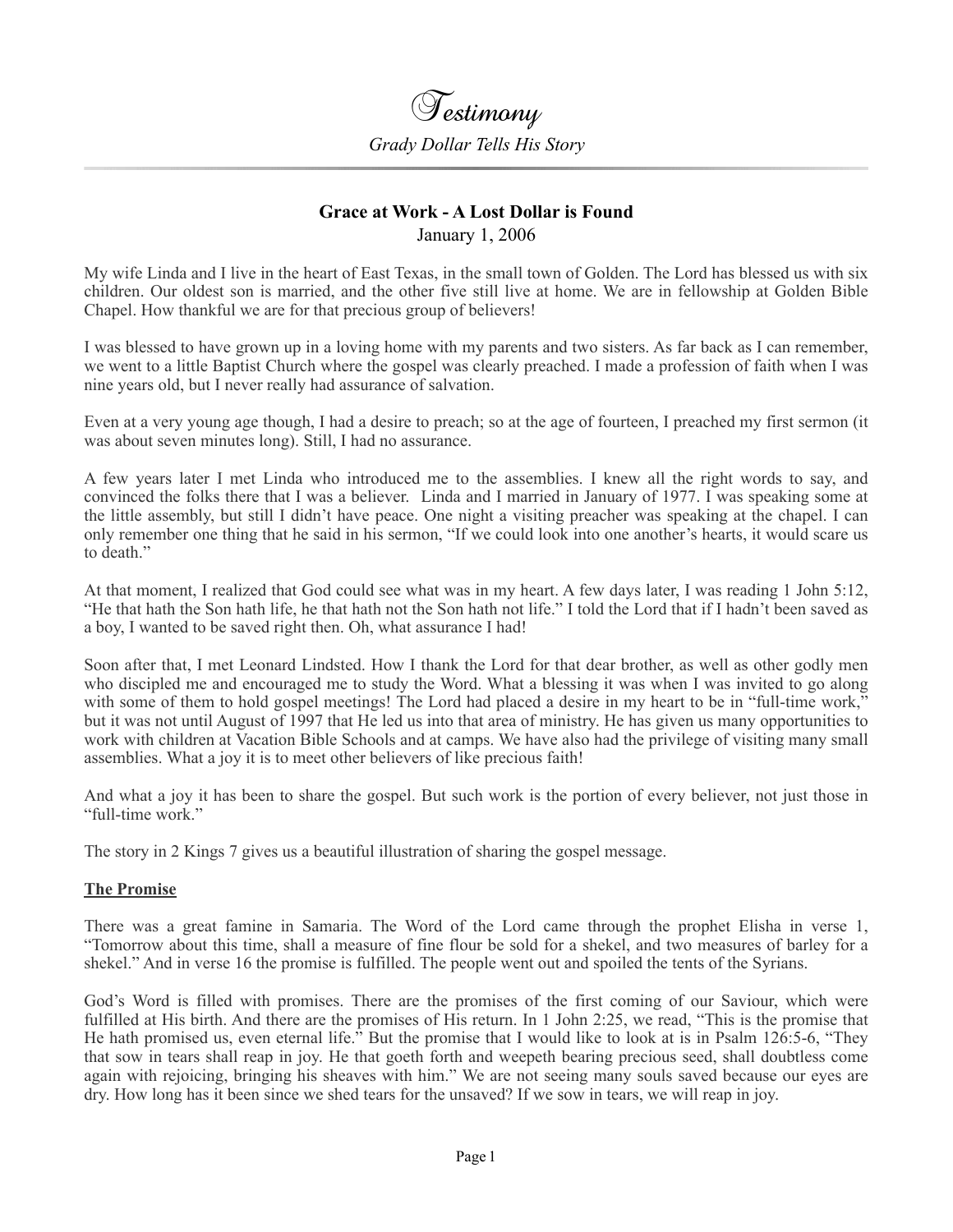# *Testimony*

*Grady Dollar Tells His Story*

## Grace at Work - A Lost Dollar is Found

January 1, 2006

My wife Linda and I live in the heart of East Texas, in the small town of Golden. The Lord has blessed us with six children. Our oldest son is married, and the other five still live at home. We are in fellowship at Golden Bible Chapel. How thankful we are for that precious group of believers!

I was blessed to have grown up in a loving home with my parents and two sisters. As far back as I can remember, we went to a little Baptist Church where the gospel was clearly preached. I made a profession of faith when I was nine years old, but I never really had assurance of salvation.

Even at a very young age though, I had a desire to preach; so at the age of fourteen, I preached my first sermon (it was about seven minutes long). Still, I had no assurance.

A few years later I met Linda who introduced me to the assemblies. I knew all the right words to say, and convinced the folks there that I was a believer. Linda and I married in January of 1977. I was speaking some at the little assembly, but still I didn't have peace. One night a visiting preacher was speaking at the chapel. I can only remember one thing that he said in his sermon, "If we could look into one another's hearts, it would scare us to death."

At that moment, I realized that God could see what was in my heart. A few days later, I was reading 1 John 5:12, "He that hath the Son hath life, he that hath not the Son hath not life." I told the Lord that if I hadn't been saved as a boy, I wanted to be saved right then. Oh, what assurance I had!

Soon after that, I met Leonard Lindsted. How I thank the Lord for that dear brother, as well as other godly men who discipled me and encouraged me to study the Word. What a blessing it was when I was invited to go along with some of them to hold gospel meetings! The Lord had placed a desire in my heart to be in "full-time work," but it was not until August of 1997 that He led us into that area of ministry. He has given us many opportunities to work with children at Vacation Bible Schools and at camps. We have also had the privilege of visiting many small assemblies. What a joy it is to meet other believers of like precious faith!

And what a joy it has been to share the gospel. But such work is the portion of every believer, not just those in "full-time work."

The story in 2 Kings 7 gives us a beautiful illustration of sharing the gospel message.

### The Promise

There was a great famine in Samaria. The Word of the Lord came through the prophet Elisha in verse 1, "Tomorrow about this time, shall a measure of fine flour be sold for a shekel, and two measures of barley for a shekel." And in verse 16 the promise is fulfilled. The people went out and spoiled the tents of the Syrians.

God's Word is filled with promises. There are the promises of the first coming of our Saviour, which were fulfilled at His birth. And there are the promises of His return. In 1 John 2:25, we read, "This is the promise that He hath promised us, even eternal life." But the promise that I would like to look at is in Psalm 126:5-6, "They that sow in tears shall reap in joy. He that goeth forth and weepeth bearing precious seed, shall doubtless come again with rejoicing, bringing his sheaves with him." We are not seeing many souls saved because our eyes are dry. How long has it been since we shed tears for the unsaved? If we sow in tears, we will reap in joy.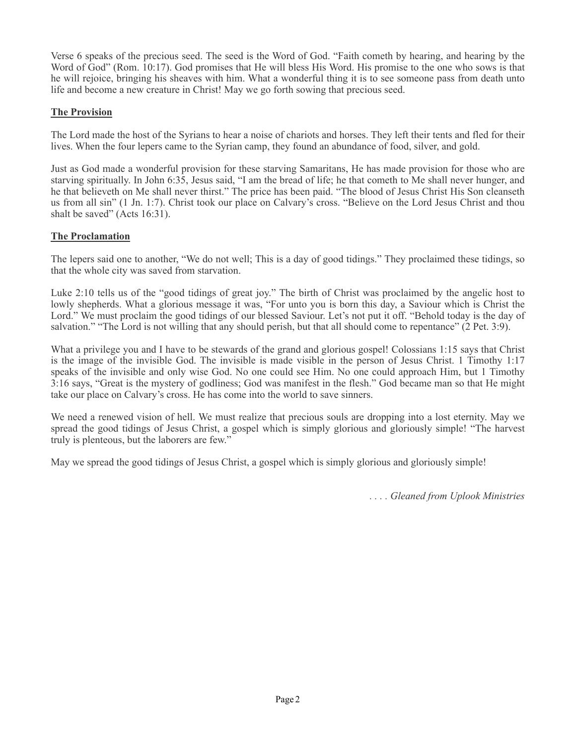Verse 6 speaks of the precious seed. The seed is the Word of God. "Faith cometh by hearing, and hearing by the Word of God" (Rom. 10:17). God promises that He will bless His Word. His promise to the one who sows is that he will rejoice, bringing his sheaves with him. What a wonderful thing it is to see someone pass from death unto life and become a new creature in Christ! May we go forth sowing that precious seed.

**The Provision**

The Lord made the host of the Syrians to hear a noise of chariots and horses. They left their tents and fled for their lives. When the four lepers came to the Syrian camp, they found an abundance of food, silver, and gold.

Just as God made a wonderful provision for these starving Samaritans, He has made provision for those who are starving spiritually. In John 6:35, Jesus said, "I am the bread of life; he that cometh to Me shall never hunger, and he that believeth on Me shall never thirst." The price has been paid. "The blood of Jesus Christ His Son cleanseth us from all sin" (1 Jn. 1:7). Christ took our place on Calvary's cross. "Believe on the Lord Jesus Christ and thou shalt be saved" (Acts 16:31).

**The Proclamation**

The lepers said one to another, "We do not well; This is a day of good tidings." They proclaimed these tidings, so that the whole city was saved from starvation.

Luke 2:10 tells us of the "good tidings of great joy." The birth of Christ was proclaimed by the angelic host to lowly shepherds. What a glorious message it was, "For unto you is born this day, a Saviour which is Christ the Lord." We must proclaim the good tidings of our blessed Saviour. Let's not put it off. "Behold today is the day of salvation." "The Lord is not willing that any should perish, but that all should come to repentance" (2 Pet. 3:9).

What a privilege you and I have to be stewards of the grand and glorious gospel! Colossians 1:15 says that Christ is the image of the invisible God. The invisible is made visible in the person of Jesus Christ. 1 Timothy 1:17 speaks of the invisible and only wise God. No one could see Him. No one could approach Him, but 1 Timothy 3:16 says, "Great is the mystery of godliness; God was manifest in the flesh." God became man so that He might take our place on Calvary's cross. He has come into the world to save sinners.

We need a renewed vision of hell. We must realize that precious souls are dropping into a lost eternity. May we spread the good tidings of Jesus Christ, a gospel which is simply glorious and gloriously simple! "The harvest truly is plenteous, but the laborers are few."

May we spread the good tidings of Jesus Christ, a gospel which is simply glorious and gloriously simple!

. . . . *Gleaned from Uplook Ministries*